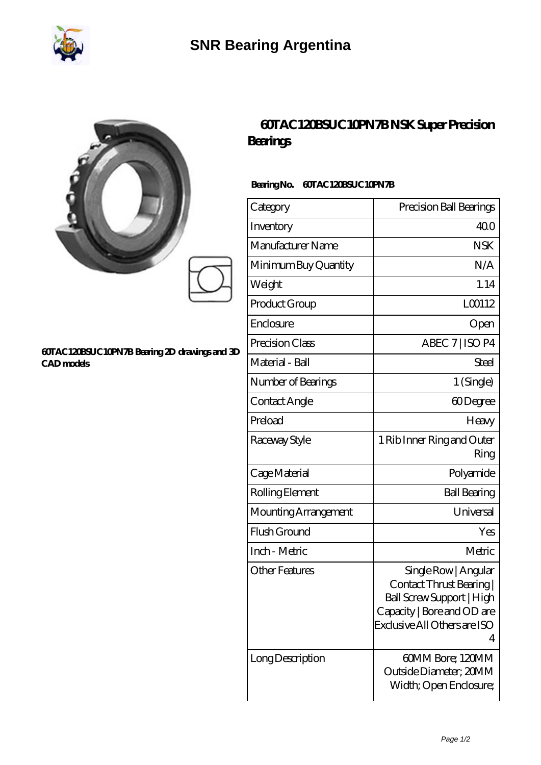# SNR Bearing Argentina

## 60TAC120BSUC10PN7B NSK Super Precision Bearings

60TAC120BSUC10PN7B Bearing 2D drawings and 3D CAD models

**Bearing No. 60TAC120BSUC10PN7B**

| | |
|---|---|
| Category | Precision Ball Bearings |
| Inventory | 40.0 |
| Manufacturer Name | NSK |
| Minimum Buy Quantity | N/A |
| Weight | 1.14 |
| Product Group | L00112 |
| Enclosure | Open |
| Precision Class | ABEC 7 \| ISO P4 |
| Material - Ball | Steel |
| Number of Bearings | 1 (Single) |
| Contact Angle | 60 Degree |
| Preload | Heavy |
| Raceway Style | 1 Rib Inner Ring and Outer Ring |
| Cage Material | Polyamide |
| Rolling Element | Ball Bearing |
| Mounting Arrangement | Universal |
| Flush Ground | Yes |
| Inch - Metric | Metric |
| Other Features | Single Row \| Angular Contact Thrust Bearing \| Ball Screw Support \| High Capacity \| Bore and OD are Exclusive All Others are ISO 4 |
| Long Description | 60MM Bore; 120MM Outside Diameter; 20MM Width; Open Enclosure; |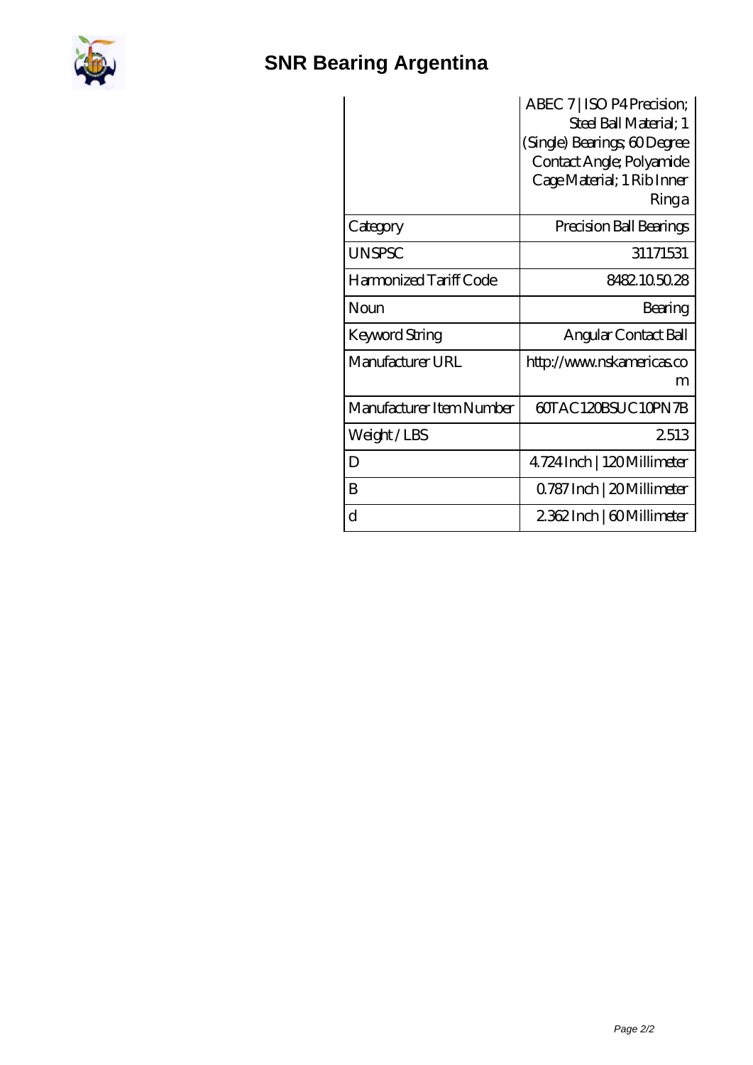# SNR Bearing Argentina

| | |
|---|---|
| | ABEC 7 \| ISO P4 Precision; Steel Ball Material; 1 (Single) Bearings; 60 Degree Contact Angle; Polyamide Cage Material; 1 Rib Inner Ringa |
| Category | Precision Ball Bearings |
| UNSPSC | 31171531 |
| Harmonized Tariff Code | 8482.10.50.28 |
| Noun | Bearing |
| Keyword String | Angular Contact Ball |
| Manufacturer URL | http://www.nskamericas.com |
| Manufacturer Item Number | 60TAC120BSUC10PN7B |
| Weight / LBS | 2.513 |
| D | 4.724 Inch \| 120 Millimeter |
| B | 0.787 Inch \| 20 Millimeter |
| d | 2.362 Inch \| 60 Millimeter |